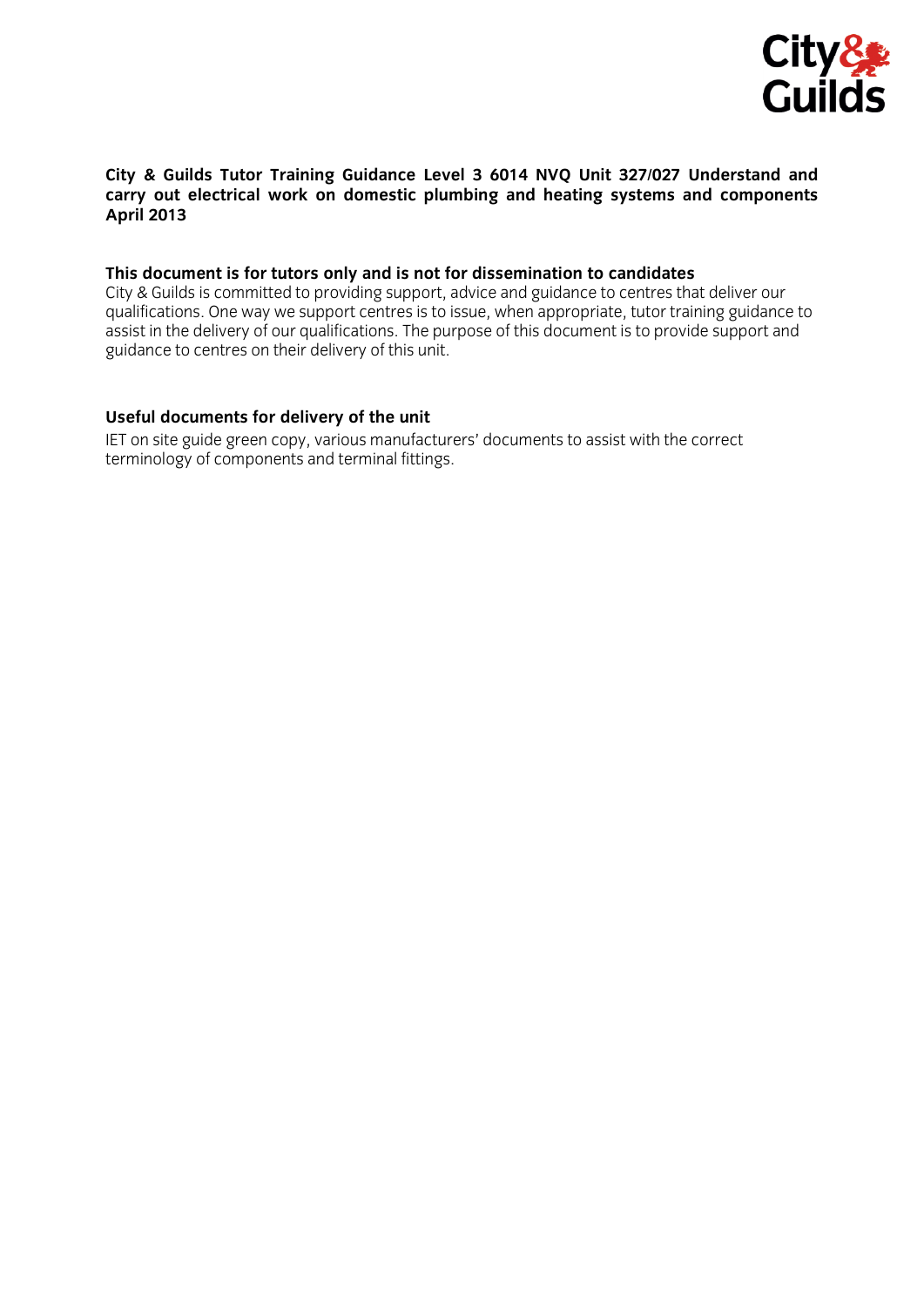**City & Guilds Tutor Training Guidance Level 3 6014 NVQ Unit 327/027 Understand and carry out electrical work on domestic plumbing and heating systems and components April 2013**

**This document is for tutors only and is not for dissemination to candidates**

City & Guilds is committed to providing support, advice and guidance to centres that deliver our qualifications. One way we support centres is to issue, when appropriate, tutor training guidance to assist in the delivery of our qualifications. The purpose of this document is to provide support and guidance to centres on their delivery of this unit.

**Useful documents for delivery of the unit**

IET on site guide green copy, various manufacturers' documents to assist with the correct terminology of components and terminal fittings.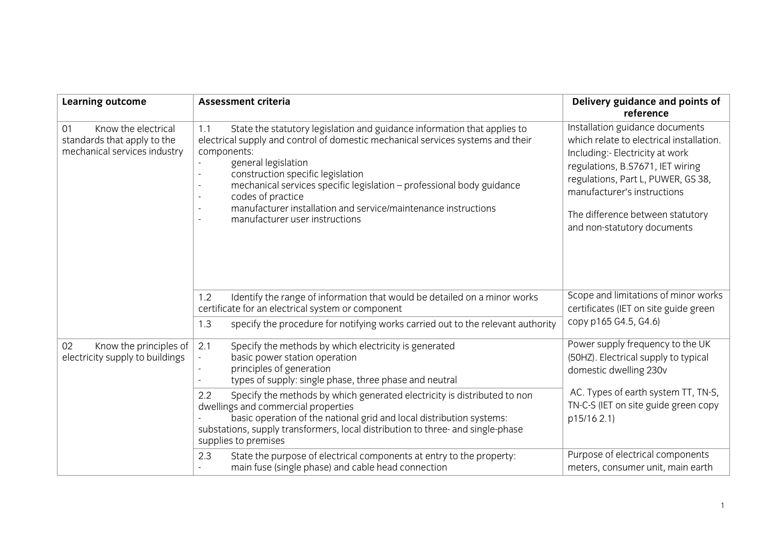| Learning outcome | Assessment criteria | Delivery guidance and points of reference |
|---|---|---|
| 01 Know the electrical standards that apply to the mechanical services industry | 1.1 State the statutory legislation and guidance information that applies to electrical supply and control of domestic mechanical services systems and their components:<br>- general legislation<br>- construction specific legislation<br>- mechanical services specific legislation – professional body guidance<br>- codes of practice<br>- manufacturer installation and service/maintenance instructions<br>- manufacturer user instructions | Installation guidance documents which relate to electrical installation. Including:- Electricity at work regulations, B.S7671, IET wiring regulations, Part L, PUWER, GS 38, manufacturer's instructions<br><br>The difference between statutory and non-statutory documents |
| | 1.2 Identify the range of information that would be detailed on a minor works certificate for an electrical system or component | Scope and limitations of minor works certificates (IET on site guide green copy p165 G4.5, G4.6) |
| | 1.3 specify the procedure for notifying works carried out to the relevant authority | |
| 02 Know the principles of electricity supply to buildings | 2.1 Specify the methods by which electricity is generated<br>- basic power station operation<br>- principles of generation<br>- types of supply: single phase, three phase and neutral | Power supply frequency to the UK (50HZ). Electrical supply to typical domestic dwelling 230v<br><br>AC. Types of earth system TT, TN-S, TN-C-S (IET on site guide green copy p15/16 2.1) |
| | 2.2 Specify the methods by which generated electricity is distributed to non dwellings and commercial properties<br>- basic operation of the national grid and local distribution systems: substations, supply transformers, local distribution to three- and single-phase supplies to premises | |
| | 2.3 State the purpose of electrical components at entry to the property:<br>- main fuse (single phase) and cable head connection | Purpose of electrical components meters, consumer unit, main earth |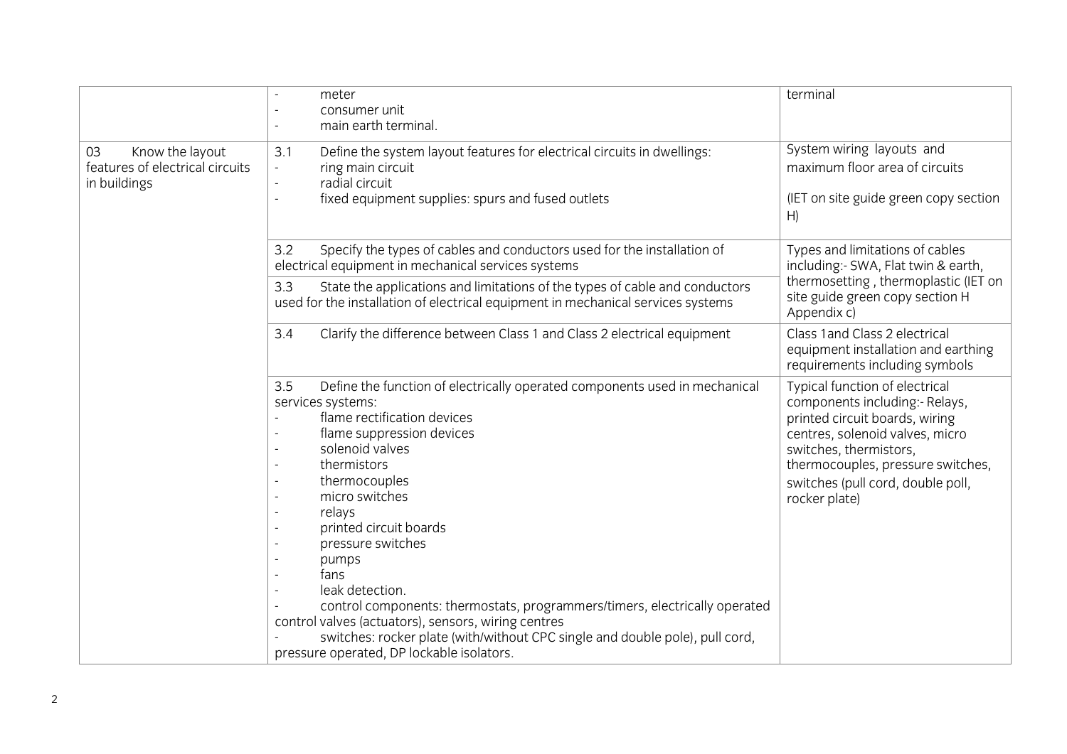| | | |
|---|---|---|
| | - meter<br>- consumer unit<br>- main earth terminal. | terminal |
| 03 Know the layout features of electrical circuits in buildings | 3.1 Define the system layout features for electrical circuits in dwellings:<br>- ring main circuit<br>- radial circuit<br>- fixed equipment supplies: spurs and fused outlets | System wiring layouts and maximum floor area of circuits<br><br>(IET on site guide green copy section H) |
| | 3.2 Specify the types of cables and conductors used for the installation of electrical equipment in mechanical services systems | Types and limitations of cables including:- SWA, Flat twin & earth, thermosetting , thermoplastic (IET on site guide green copy section H Appendix c) |
| | 3.3 State the applications and limitations of the types of cable and conductors used for the installation of electrical equipment in mechanical services systems | |
| | 3.4 Clarify the difference between Class 1 and Class 2 electrical equipment | Class 1and Class 2 electrical equipment installation and earthing requirements including symbols |
| | 3.5 Define the function of electrically operated components used in mechanical services systems:<br>- flame rectification devices<br>- flame suppression devices<br>- solenoid valves<br>- thermistors<br>- thermocouples<br>- micro switches<br>- relays<br>- printed circuit boards<br>- pressure switches<br>- pumps<br>- fans<br>- leak detection.<br>- control components: thermostats, programmers/timers, electrically operated control valves (actuators), sensors, wiring centres<br>- switches: rocker plate (with/without CPC single and double pole), pull cord, pressure operated, DP lockable isolators. | Typical function of electrical components including:- Relays, printed circuit boards, wiring centres, solenoid valves, micro switches, thermistors, thermocouples, pressure switches, switches (pull cord, double poll, rocker plate) |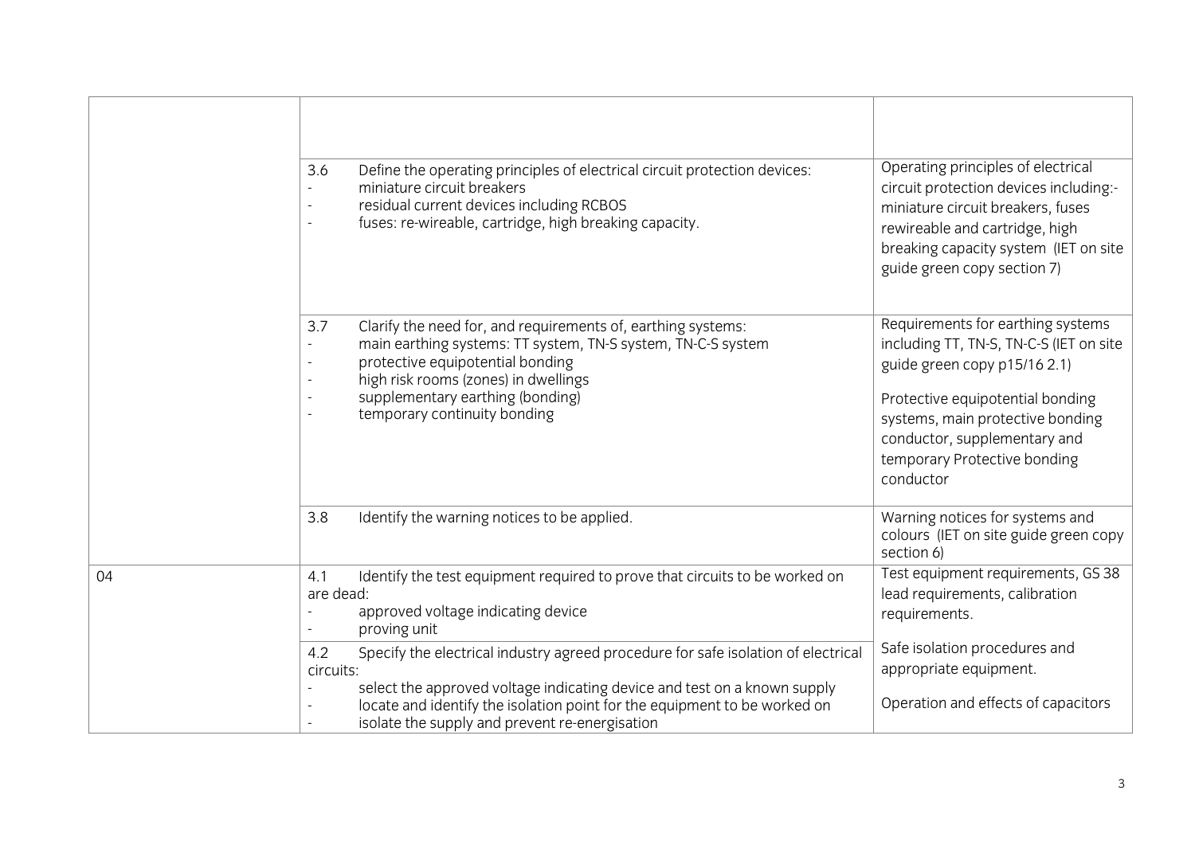| | | |
|---|---|---|
| | | |
| | 3.6 Define the operating principles of electrical circuit protection devices:<br>- miniature circuit breakers<br>- residual current devices including RCBOS<br>- fuses: re-wireable, cartridge, high breaking capacity. | Operating principles of electrical circuit protection devices including:- miniature circuit breakers, fuses rewireable and cartridge, high breaking capacity system (IET on site guide green copy section 7) |
| | 3.7 Clarify the need for, and requirements of, earthing systems:<br>- main earthing systems: TT system, TN-S system, TN-C-S system<br>- protective equipotential bonding<br>- high risk rooms (zones) in dwellings<br>- supplementary earthing (bonding)<br>- temporary continuity bonding | Requirements for earthing systems including TT, TN-S, TN-C-S (IET on site guide green copy p15/16 2.1)<br><br>Protective equipotential bonding systems, main protective bonding conductor, supplementary and temporary Protective bonding conductor |
| | 3.8 Identify the warning notices to be applied. | Warning notices for systems and colours (IET on site guide green copy section 6) |
| 04 | 4.1 Identify the test equipment required to prove that circuits to be worked on are dead:<br>- approved voltage indicating device<br>- proving unit | Test equipment requirements, GS 38 lead requirements, calibration requirements. |
| | 4.2 Specify the electrical industry agreed procedure for safe isolation of electrical circuits:<br>- select the approved voltage indicating device and test on a known supply<br>- locate and identify the isolation point for the equipment to be worked on<br>- isolate the supply and prevent re-energisation | Safe isolation procedures and appropriate equipment.<br><br>Operation and effects of capacitors |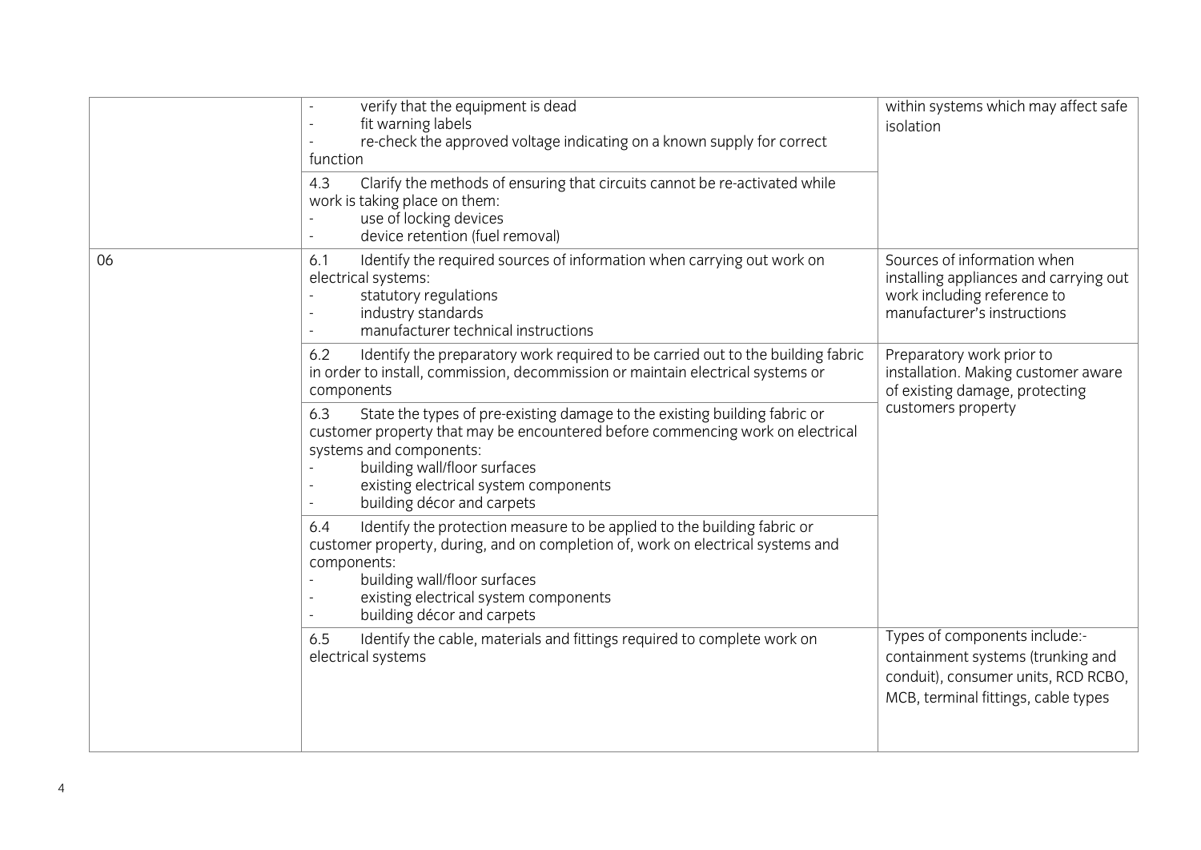| | | |
|---|---|---|
| | - verify that the equipment is dead<br>- fit warning labels<br>- re-check the approved voltage indicating on a known supply for correct function | within systems which may affect safe isolation |
| | 4.3 Clarify the methods of ensuring that circuits cannot be re-activated while work is taking place on them:<br>- use of locking devices<br>- device retention (fuel removal) | |
| 06 | 6.1 Identify the required sources of information when carrying out work on electrical systems:<br>- statutory regulations<br>- industry standards<br>- manufacturer technical instructions | Sources of information when installing appliances and carrying out work including reference to manufacturer's instructions |
| | 6.2 Identify the preparatory work required to be carried out to the building fabric in order to install, commission, decommission or maintain electrical systems or components | Preparatory work prior to installation. Making customer aware of existing damage, protecting customers property |
| | 6.3 State the types of pre-existing damage to the existing building fabric or customer property that may be encountered before commencing work on electrical systems and components:<br>- building wall/floor surfaces<br>- existing electrical system components<br>- building décor and carpets | |
| | 6.4 Identify the protection measure to be applied to the building fabric or customer property, during, and on completion of, work on electrical systems and components:<br>- building wall/floor surfaces<br>- existing electrical system components<br>- building décor and carpets | |
| | 6.5 Identify the cable, materials and fittings required to complete work on electrical systems | Types of components include:- containment systems (trunking and conduit), consumer units, RCD RCBO, MCB, terminal fittings, cable types |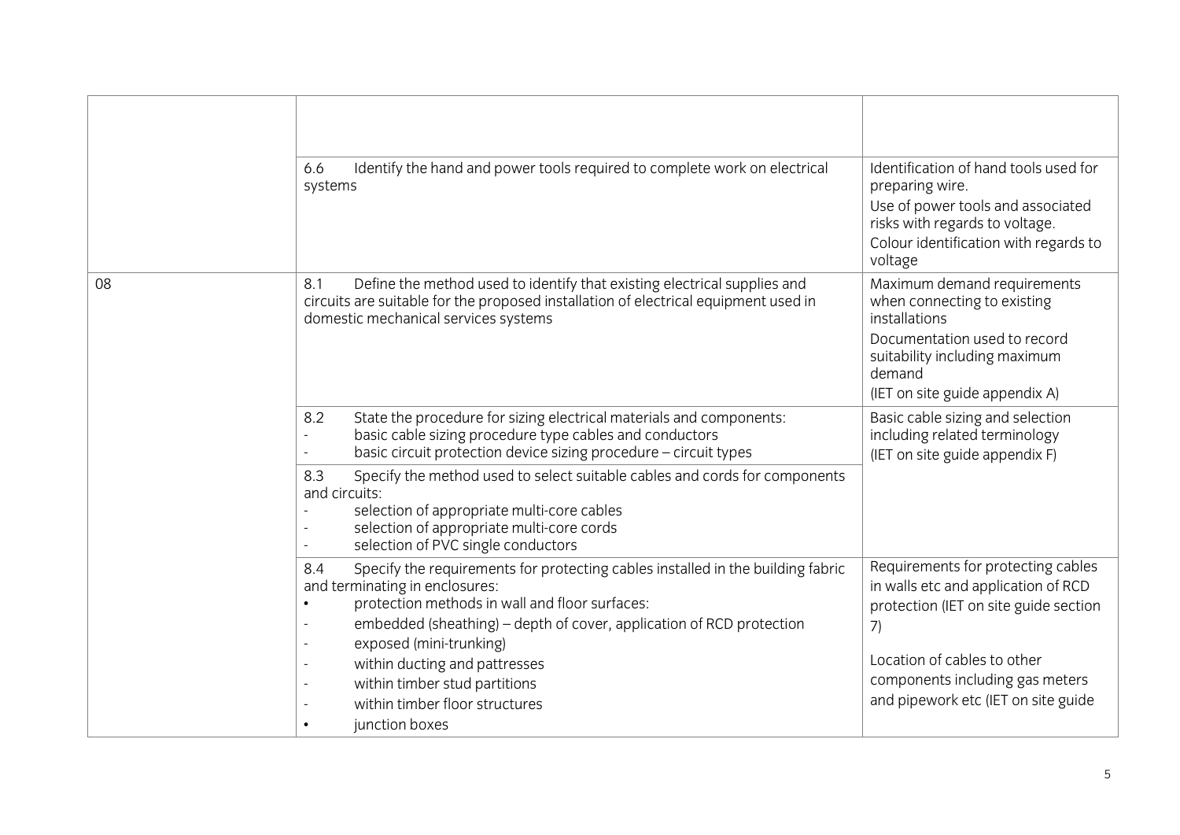| | | |
|---|---|---|
| | | |
| | 6.6 Identify the hand and power tools required to complete work on electrical systems | Identification of hand tools used for preparing wire.<br>Use of power tools and associated risks with regards to voltage.<br>Colour identification with regards to voltage |
| 08 | 8.1 Define the method used to identify that existing electrical supplies and circuits are suitable for the proposed installation of electrical equipment used in domestic mechanical services systems | Maximum demand requirements when connecting to existing installations<br>Documentation used to record suitability including maximum demand<br>(IET on site guide appendix A) |
| | 8.2 State the procedure for sizing electrical materials and components:<br>- basic cable sizing procedure type cables and conductors<br>- basic circuit protection device sizing procedure – circuit types | Basic cable sizing and selection including related terminology (IET on site guide appendix F) |
| | 8.3 Specify the method used to select suitable cables and cords for components and circuits:<br>- selection of appropriate multi-core cables<br>- selection of appropriate multi-core cords<br>- selection of PVC single conductors | |
| | 8.4 Specify the requirements for protecting cables installed in the building fabric and terminating in enclosures:<br>• protection methods in wall and floor surfaces:<br>- embedded (sheathing) – depth of cover, application of RCD protection<br>- exposed (mini-trunking)<br>- within ducting and pattresses<br>- within timber stud partitions<br>- within timber floor structures<br>• junction boxes | Requirements for protecting cables in walls etc and application of RCD protection (IET on site guide section 7)<br><br>Location of cables to other components including gas meters and pipework etc (IET on site guide |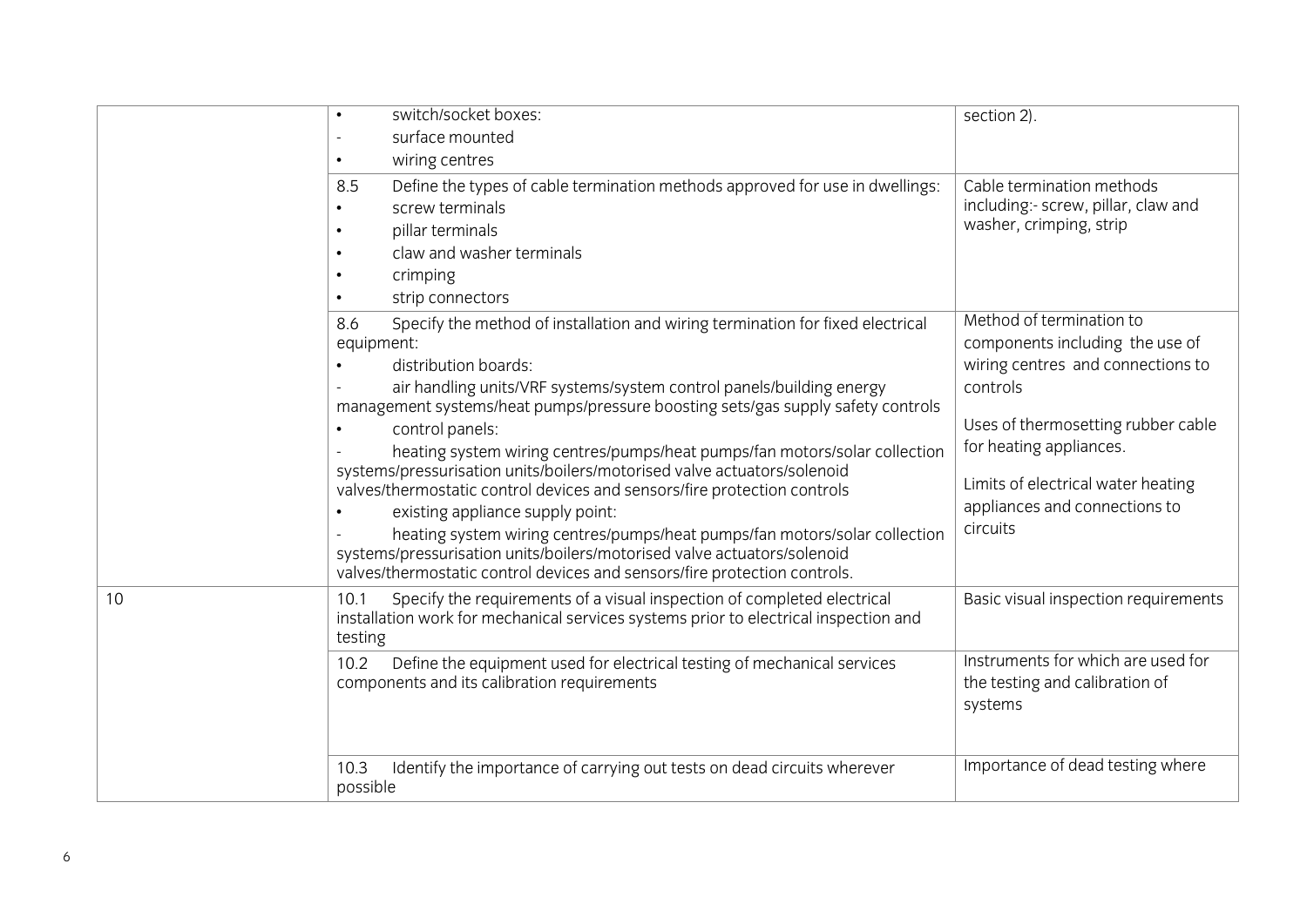| | | |
|---|---|---|
| | • switch/socket boxes:<br>- surface mounted<br>• wiring centres | section 2). |
| | 8.5 Define the types of cable termination methods approved for use in dwellings:<br>• screw terminals<br>• pillar terminals<br>• claw and washer terminals<br>• crimping<br>• strip connectors | Cable termination methods including:- screw, pillar, claw and washer, crimping, strip |
| | 8.6 Specify the method of installation and wiring termination for fixed electrical equipment:<br>• distribution boards:<br>- air handling units/VRF systems/system control panels/building energy management systems/heat pumps/pressure boosting sets/gas supply safety controls<br>• control panels:<br>- heating system wiring centres/pumps/heat pumps/fan motors/solar collection systems/pressurisation units/boilers/motorised valve actuators/solenoid valves/thermostatic control devices and sensors/fire protection controls<br>• existing appliance supply point:<br>- heating system wiring centres/pumps/heat pumps/fan motors/solar collection systems/pressurisation units/boilers/motorised valve actuators/solenoid valves/thermostatic control devices and sensors/fire protection controls. | Method of termination to components including the use of wiring centres and connections to controls<br><br>Uses of thermosetting rubber cable for heating appliances.<br><br>Limits of electrical water heating appliances and connections to circuits |
| 10 | 10.1 Specify the requirements of a visual inspection of completed electrical installation work for mechanical services systems prior to electrical inspection and testing | Basic visual inspection requirements |
| | 10.2 Define the equipment used for electrical testing of mechanical services components and its calibration requirements | Instruments for which are used for the testing and calibration of systems |
| | 10.3 Identify the importance of carrying out tests on dead circuits wherever possible | Importance of dead testing where |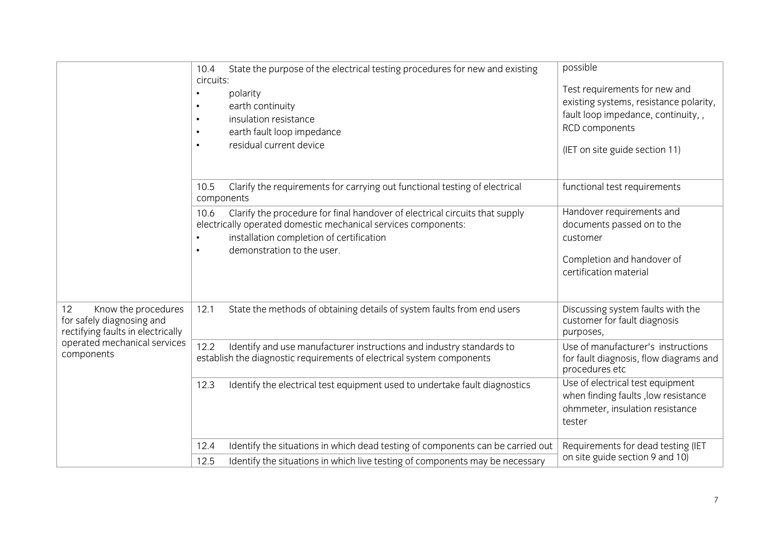| | | |
|---|---|---|
| | 10.4 State the purpose of the electrical testing procedures for new and existing circuits:<br>• polarity<br>• earth continuity<br>• insulation resistance<br>• earth fault loop impedance<br>• residual current device | possible<br><br>Test requirements for new and existing systems, resistance polarity, fault loop impedance, continuity, , RCD components<br><br>(IET on site guide section 11) |
| | 10.5 Clarify the requirements for carrying out functional testing of electrical components | functional test requirements |
| | 10.6 Clarify the procedure for final handover of electrical circuits that supply electrically operated domestic mechanical services components:<br>• installation completion of certification<br>• demonstration to the user. | Handover requirements and documents passed on to the customer<br><br>Completion and handover of certification material |
| 12 Know the procedures for safely diagnosing and rectifying faults in electrically operated mechanical services components | 12.1 State the methods of obtaining details of system faults from end users | Discussing system faults with the customer for fault diagnosis purposes, |
| | 12.2 Identify and use manufacturer instructions and industry standards to establish the diagnostic requirements of electrical system components | Use of manufacturer's instructions for fault diagnosis, flow diagrams and procedures etc |
| | 12.3 Identify the electrical test equipment used to undertake fault diagnostics | Use of electrical test equipment when finding faults ,low resistance ohmmeter, insulation resistance tester |
| | 12.4 Identify the situations in which dead testing of components can be carried out | Requirements for dead testing (IET on site guide section 9 and 10) |
| | 12.5 Identify the situations in which live testing of components may be necessary | |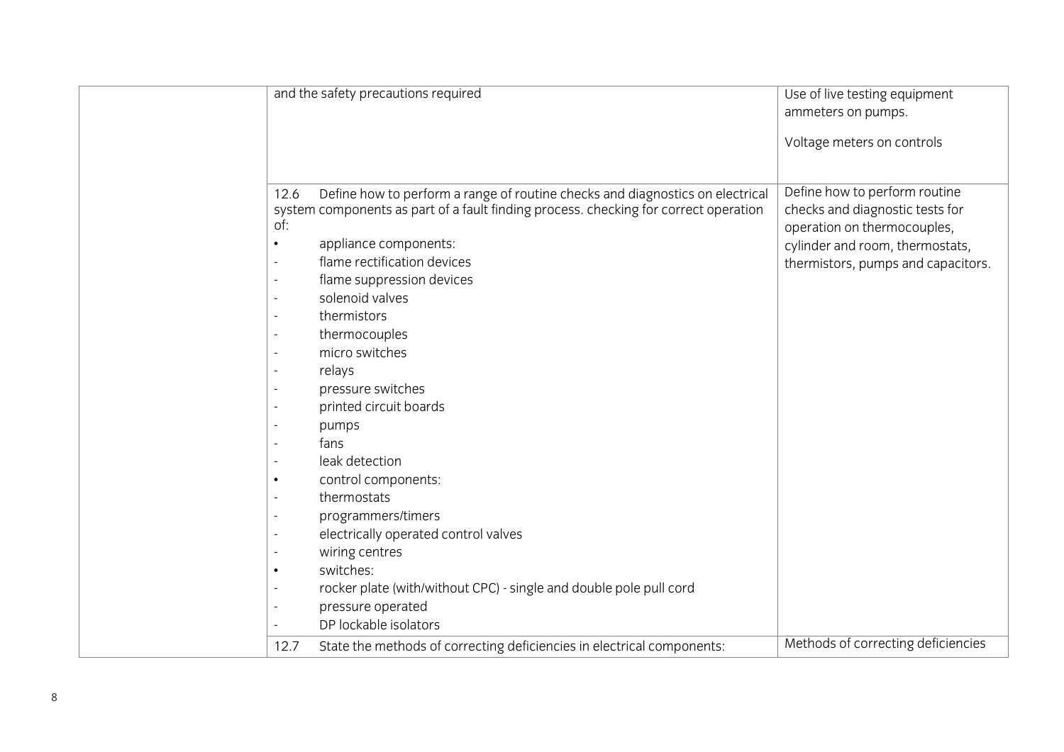| | | |
|---|---|---|
| | and the safety precautions required | Use of live testing equipment ammeters on pumps.<br><br>Voltage meters on controls |
| | 12.6 Define how to perform a range of routine checks and diagnostics on electrical system components as part of a fault finding process. checking for correct operation of:<br>• appliance components:<br>- flame rectification devices<br>- flame suppression devices<br>- solenoid valves<br>- thermistors<br>- thermocouples<br>- micro switches<br>- relays<br>- pressure switches<br>- printed circuit boards<br>- pumps<br>- fans<br>- leak detection<br>• control components:<br>- thermostats<br>- programmers/timers<br>- electrically operated control valves<br>- wiring centres<br>• switches:<br>- rocker plate (with/without CPC) - single and double pole pull cord<br>- pressure operated<br>- DP lockable isolators | Define how to perform routine checks and diagnostic tests for operation on thermocouples, cylinder and room, thermostats, thermistors, pumps and capacitors. |
| | 12.7 State the methods of correcting deficiencies in electrical components: | Methods of correcting deficiencies |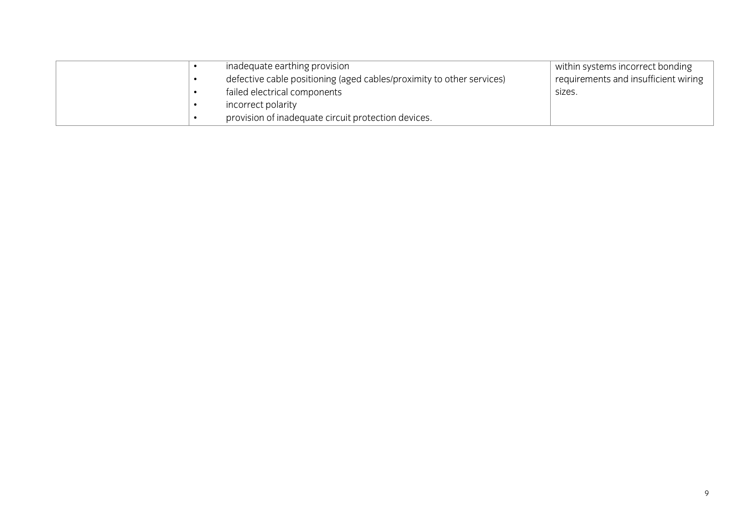| | | |
|---|---|---|
| | • inadequate earthing provision<br>• defective cable positioning (aged cables/proximity to other services)<br>• failed electrical components<br>• incorrect polarity<br>• provision of inadequate circuit protection devices. | within systems incorrect bonding requirements and insufficient wiring sizes. |